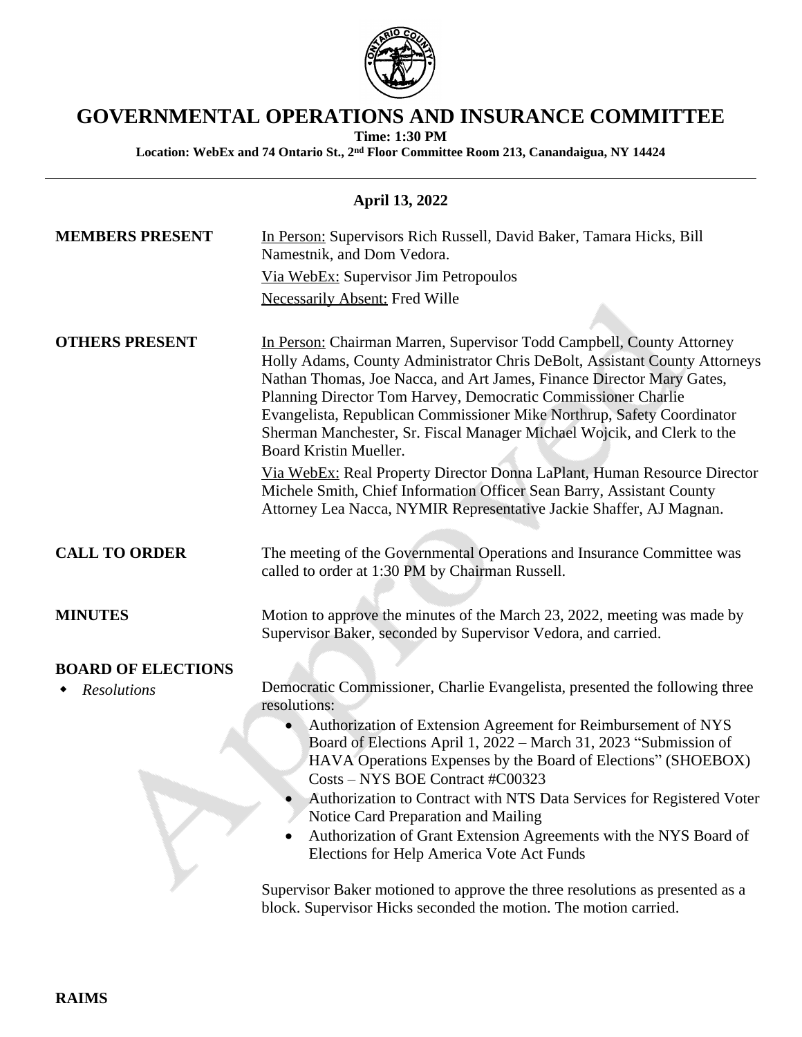# GOVERNMENTAL OPERATIONS AND INSURANCE COMMITTEE

**Time: 1:30 PM**

**Location: WebEx and 74 Ontario St., 2nd Floor Committee Room 213, Canandaigua, NY 14424**

---

**April 13, 2022**

**MEMBERS PRESENT**

In Person: Supervisors Rich Russell, David Baker, Tamara Hicks, Bill Namestnik, and Dom Vedora.

Via WebEx: Supervisor Jim Petropoulos

Necessarily Absent: Fred Wille

**OTHERS PRESENT**

In Person: Chairman Marren, Supervisor Todd Campbell, County Attorney Holly Adams, County Administrator Chris DeBolt, Assistant County Attorneys Nathan Thomas, Joe Nacca, and Art James, Finance Director Mary Gates, Planning Director Tom Harvey, Democratic Commissioner Charlie Evangelista, Republican Commissioner Mike Northrup, Safety Coordinator Sherman Manchester, Sr. Fiscal Manager Michael Wojcik, and Clerk to the Board Kristin Mueller.

Via WebEx: Real Property Director Donna LaPlant, Human Resource Director Michele Smith, Chief Information Officer Sean Barry, Assistant County Attorney Lea Nacca, NYMIR Representative Jackie Shaffer, AJ Magnan.

**CALL TO ORDER**

The meeting of the Governmental Operations and Insurance Committee was called to order at 1:30 PM by Chairman Russell.

**MINUTES**

Motion to approve the minutes of the March 23, 2022, meeting was made by Supervisor Baker, seconded by Supervisor Vedora, and carried.

**BOARD OF ELECTIONS**

- *Resolutions*

Democratic Commissioner, Charlie Evangelista, presented the following three resolutions:

- Authorization of Extension Agreement for Reimbursement of NYS Board of Elections April 1, 2022 – March 31, 2023 "Submission of HAVA Operations Expenses by the Board of Elections" (SHOEBOX) Costs – NYS BOE Contract #C00323
- Authorization to Contract with NTS Data Services for Registered Voter Notice Card Preparation and Mailing
- Authorization of Grant Extension Agreements with the NYS Board of Elections for Help America Vote Act Funds

Supervisor Baker motioned to approve the three resolutions as presented as a block. Supervisor Hicks seconded the motion. The motion carried.

**RAIMS**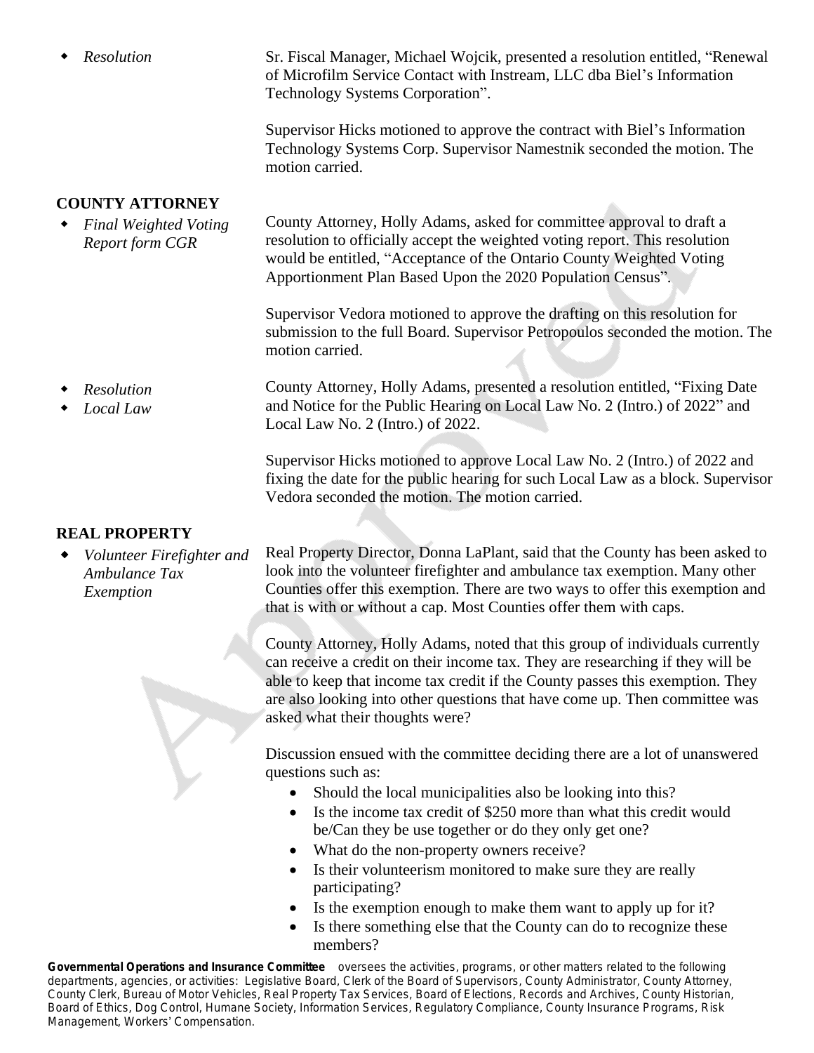- *Resolution*

Sr. Fiscal Manager, Michael Wojcik, presented a resolution entitled, "Renewal of Microfilm Service Contact with Instream, LLC dba Biel's Information Technology Systems Corporation".

Supervisor Hicks motioned to approve the contract with Biel's Information Technology Systems Corp. Supervisor Namestnik seconded the motion. The motion carried.

**COUNTY ATTORNEY**

- *Final Weighted Voting Report form CGR*

County Attorney, Holly Adams, asked for committee approval to draft a resolution to officially accept the weighted voting report. This resolution would be entitled, "Acceptance of the Ontario County Weighted Voting Apportionment Plan Based Upon the 2020 Population Census".

Supervisor Vedora motioned to approve the drafting on this resolution for submission to the full Board. Supervisor Petropoulos seconded the motion. The motion carried.

- *Resolution*
- *Local Law*

County Attorney, Holly Adams, presented a resolution entitled, "Fixing Date and Notice for the Public Hearing on Local Law No. 2 (Intro.) of 2022" and Local Law No. 2 (Intro.) of 2022.

Supervisor Hicks motioned to approve Local Law No. 2 (Intro.) of 2022 and fixing the date for the public hearing for such Local Law as a block. Supervisor Vedora seconded the motion. The motion carried.

**REAL PROPERTY**

- *Volunteer Firefighter and Ambulance Tax Exemption*

Real Property Director, Donna LaPlant, said that the County has been asked to look into the volunteer firefighter and ambulance tax exemption. Many other Counties offer this exemption. There are two ways to offer this exemption and that is with or without a cap. Most Counties offer them with caps.

County Attorney, Holly Adams, noted that this group of individuals currently can receive a credit on their income tax. They are researching if they will be able to keep that income tax credit if the County passes this exemption. They are also looking into other questions that have come up. Then committee was asked what their thoughts were?

Discussion ensued with the committee deciding there are a lot of unanswered questions such as:

- Should the local municipalities also be looking into this?
- Is the income tax credit of $250 more than what this credit would be/Can they be use together or do they only get one?
- What do the non-property owners receive?
- Is their volunteerism monitored to make sure they are really participating?
- Is the exemption enough to make them want to apply up for it?
- Is there something else that the County can do to recognize these members?

**Governmental Operations and Insurance Committee** oversees the activities, programs, or other matters related to the following departments, agencies, or activities: Legislative Board, Clerk of the Board of Supervisors, County Administrator, County Attorney, County Clerk, Bureau of Motor Vehicles, Real Property Tax Services, Board of Elections, Records and Archives, County Historian, Board of Ethics, Dog Control, Humane Society, Information Services, Regulatory Compliance, County Insurance Programs, Risk Management, Workers' Compensation.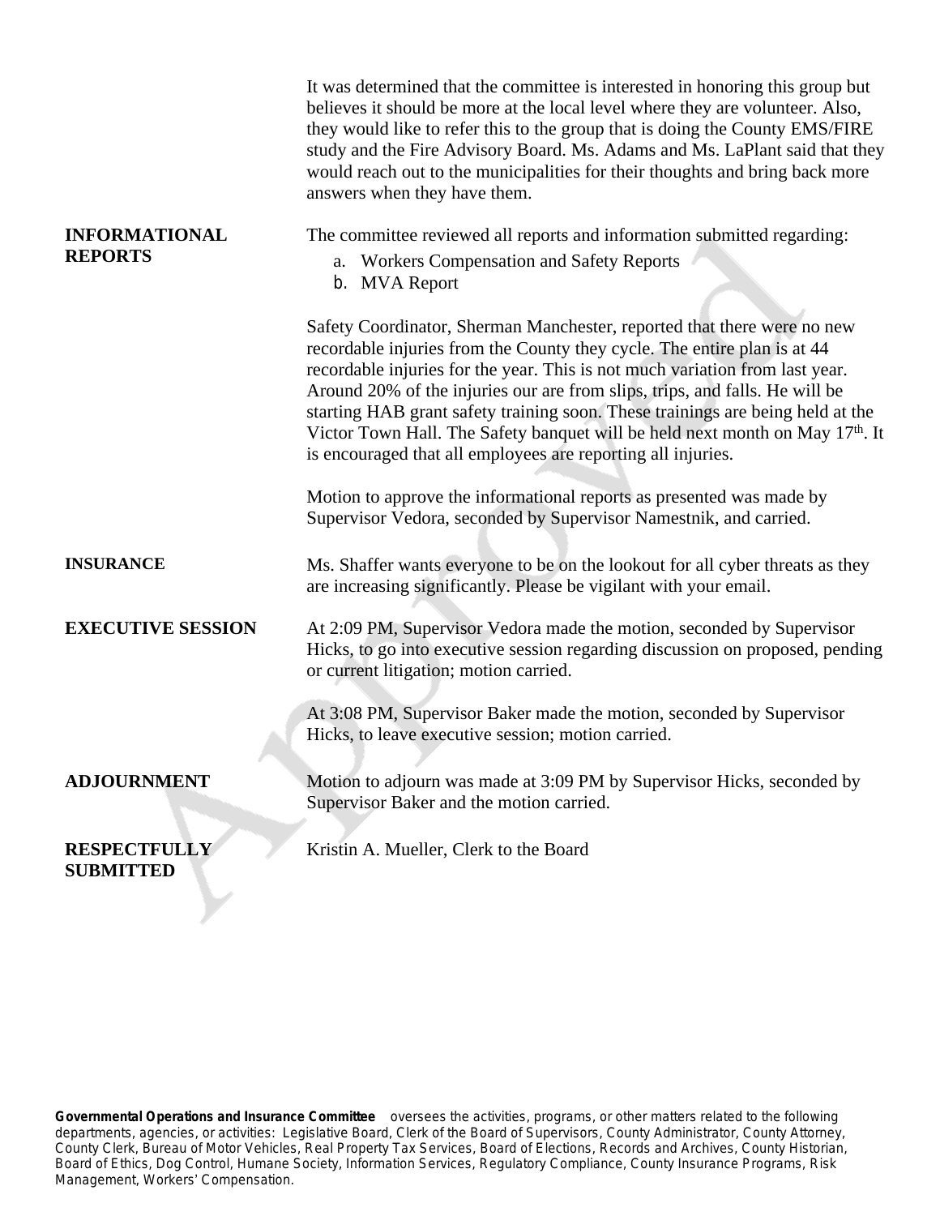It was determined that the committee is interested in honoring this group but believes it should be more at the local level where they are volunteer. Also, they would like to refer this to the group that is doing the County EMS/FIRE study and the Fire Advisory Board. Ms. Adams and Ms. LaPlant said that they would reach out to the municipalities for their thoughts and bring back more answers when they have them.

**INFORMATIONAL REPORTS**

The committee reviewed all reports and information submitted regarding:

a. Workers Compensation and Safety Reports
b. MVA Report

Safety Coordinator, Sherman Manchester, reported that there were no new recordable injuries from the County they cycle. The entire plan is at 44 recordable injuries for the year. This is not much variation from last year. Around 20% of the injuries our are from slips, trips, and falls. He will be starting HAB grant safety training soon. These trainings are being held at the Victor Town Hall. The Safety banquet will be held next month on May 17th. It is encouraged that all employees are reporting all injuries.

Motion to approve the informational reports as presented was made by Supervisor Vedora, seconded by Supervisor Namestnik, and carried.

**INSURANCE**

Ms. Shaffer wants everyone to be on the lookout for all cyber threats as they are increasing significantly. Please be vigilant with your email.

**EXECUTIVE SESSION**

At 2:09 PM, Supervisor Vedora made the motion, seconded by Supervisor Hicks, to go into executive session regarding discussion on proposed, pending or current litigation; motion carried.

At 3:08 PM, Supervisor Baker made the motion, seconded by Supervisor Hicks, to leave executive session; motion carried.

**ADJOURNMENT**

Motion to adjourn was made at 3:09 PM by Supervisor Hicks, seconded by Supervisor Baker and the motion carried.

**RESPECTFULLY SUBMITTED**

Kristin A. Mueller, Clerk to the Board

**Governmental Operations and Insurance Committee** oversees the activities, programs, or other matters related to the following departments, agencies, or activities: Legislative Board, Clerk of the Board of Supervisors, County Administrator, County Attorney, County Clerk, Bureau of Motor Vehicles, Real Property Tax Services, Board of Elections, Records and Archives, County Historian, Board of Ethics, Dog Control, Humane Society, Information Services, Regulatory Compliance, County Insurance Programs, Risk Management, Workers' Compensation.